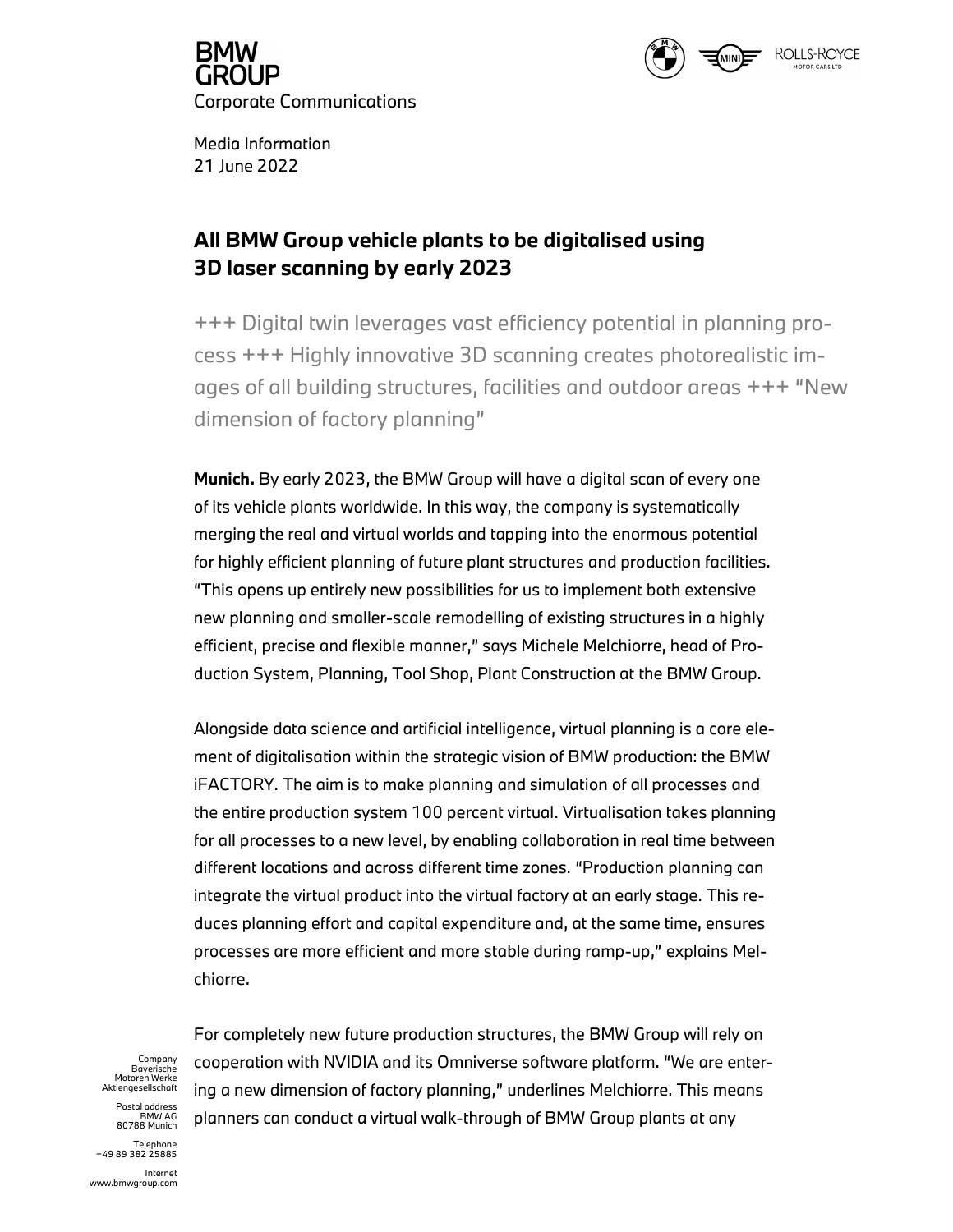BMW GROUP

Corporate Communications

Media Information
21 June 2022

# All BMW Group vehicle plants to be digitalised using 3D laser scanning by early 2023

+++ Digital twin leverages vast efficiency potential in planning process +++ Highly innovative 3D scanning creates photorealistic images of all building structures, facilities and outdoor areas +++ "New dimension of factory planning"

**Munich.** By early 2023, the BMW Group will have a digital scan of every one of its vehicle plants worldwide. In this way, the company is systematically merging the real and virtual worlds and tapping into the enormous potential for highly efficient planning of future plant structures and production facilities. "This opens up entirely new possibilities for us to implement both extensive new planning and smaller-scale remodelling of existing structures in a highly efficient, precise and flexible manner," says Michele Melchiorre, head of Production System, Planning, Tool Shop, Plant Construction at the BMW Group.

Alongside data science and artificial intelligence, virtual planning is a core element of digitalisation within the strategic vision of BMW production: the BMW iFACTORY. The aim is to make planning and simulation of all processes and the entire production system 100 percent virtual. Virtualisation takes planning for all processes to a new level, by enabling collaboration in real time between different locations and across different time zones. "Production planning can integrate the virtual product into the virtual factory at an early stage. This reduces planning effort and capital expenditure and, at the same time, ensures processes are more efficient and more stable during ramp-up," explains Melchiorre.

For completely new future production structures, the BMW Group will rely on cooperation with NVIDIA and its Omniverse software platform. "We are entering a new dimension of factory planning," underlines Melchiorre. This means planners can conduct a virtual walk-through of BMW Group plants at any

Company
Bayerische
Motoren Werke
Aktiengesellschaft

Postal address
BMW AG
80788 Munich

Telephone
+49 89 382 25885

Internet
www.bmwgroup.com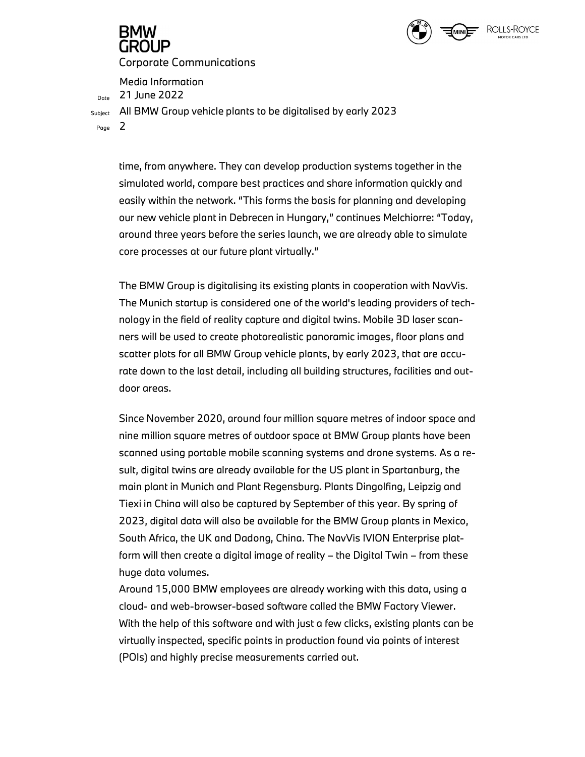time, from anywhere. They can develop production systems together in the simulated world, compare best practices and share information quickly and easily within the network. "This forms the basis for planning and developing our new vehicle plant in Debrecen in Hungary," continues Melchiorre: "Today, around three years before the series launch, we are already able to simulate core processes at our future plant virtually."

The BMW Group is digitalising its existing plants in cooperation with NavVis. The Munich startup is considered one of the world's leading providers of technology in the field of reality capture and digital twins. Mobile 3D laser scanners will be used to create photorealistic panoramic images, floor plans and scatter plots for all BMW Group vehicle plants, by early 2023, that are accurate down to the last detail, including all building structures, facilities and outdoor areas.

Since November 2020, around four million square metres of indoor space and nine million square metres of outdoor space at BMW Group plants have been scanned using portable mobile scanning systems and drone systems. As a result, digital twins are already available for the US plant in Spartanburg, the main plant in Munich and Plant Regensburg. Plants Dingolfing, Leipzig and Tiexi in China will also be captured by September of this year. By spring of 2023, digital data will also be available for the BMW Group plants in Mexico, South Africa, the UK and Dadong, China. The NavVis IVION Enterprise platform will then create a digital image of reality – the Digital Twin – from these huge data volumes.

Around 15,000 BMW employees are already working with this data, using a cloud- and web-browser-based software called the BMW Factory Viewer. With the help of this software and with just a few clicks, existing plants can be virtually inspected, specific points in production found via points of interest (POIs) and highly precise measurements carried out.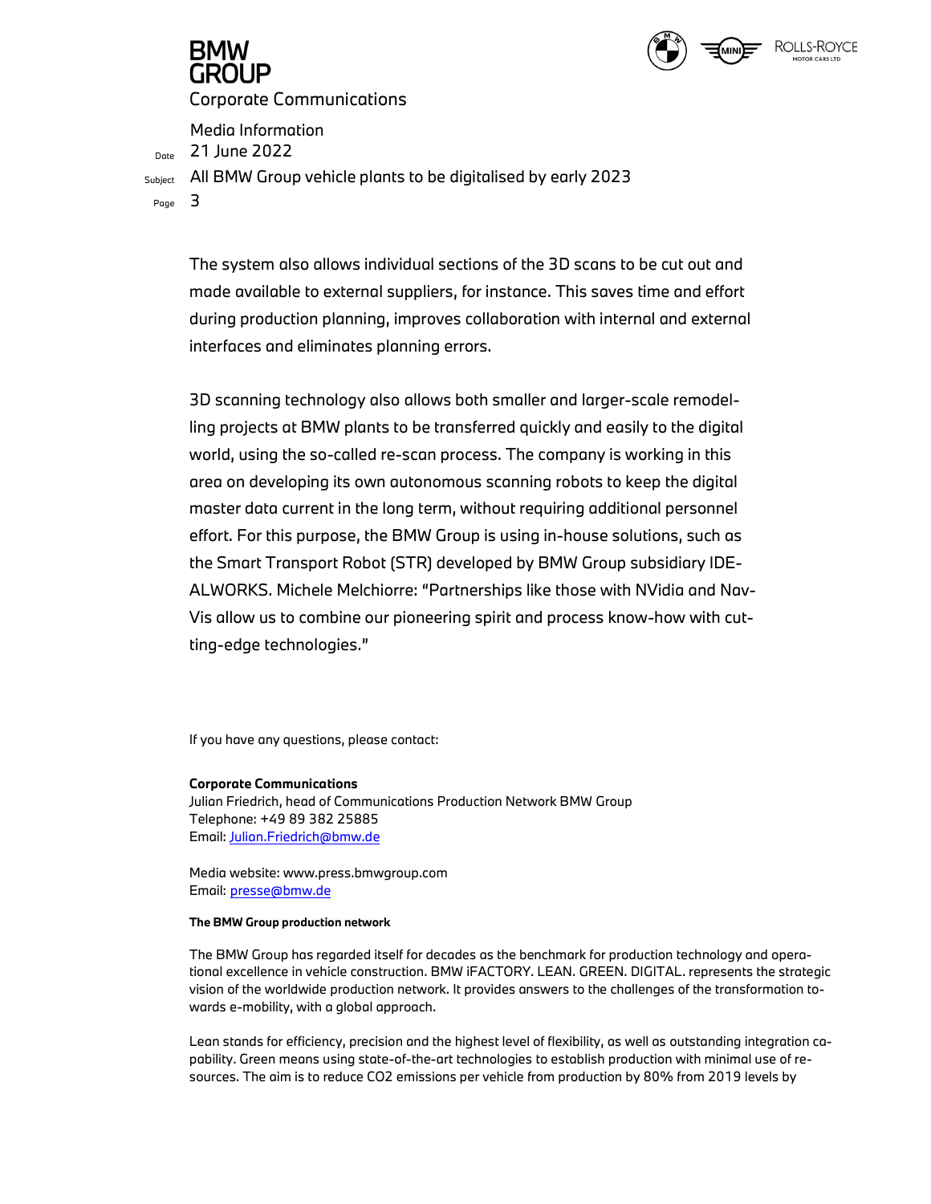The system also allows individual sections of the 3D scans to be cut out and made available to external suppliers, for instance. This saves time and effort during production planning, improves collaboration with internal and external interfaces and eliminates planning errors.

3D scanning technology also allows both smaller and larger-scale remodelling projects at BMW plants to be transferred quickly and easily to the digital world, using the so-called re-scan process. The company is working in this area on developing its own autonomous scanning robots to keep the digital master data current in the long term, without requiring additional personnel effort. For this purpose, the BMW Group is using in-house solutions, such as the Smart Transport Robot (STR) developed by BMW Group subsidiary IDEALWORKS. Michele Melchiorre: "Partnerships like those with NVidia and NavVis allow us to combine our pioneering spirit and process know-how with cutting-edge technologies."

If you have any questions, please contact:

**Corporate Communications**
Julian Friedrich, head of Communications Production Network BMW Group
Telephone: +49 89 382 25885
Email: Julian.Friedrich@bmw.de

Media website: www.press.bmwgroup.com
Email: presse@bmw.de

**The BMW Group production network**

The BMW Group has regarded itself for decades as the benchmark for production technology and operational excellence in vehicle construction. BMW iFACTORY. LEAN. GREEN. DIGITAL. represents the strategic vision of the worldwide production network. It provides answers to the challenges of the transformation towards e-mobility, with a global approach.

Lean stands for efficiency, precision and the highest level of flexibility, as well as outstanding integration capability. Green means using state-of-the-art technologies to establish production with minimal use of resources. The aim is to reduce $CO_2$ emissions per vehicle from production by 80% from 2019 levels by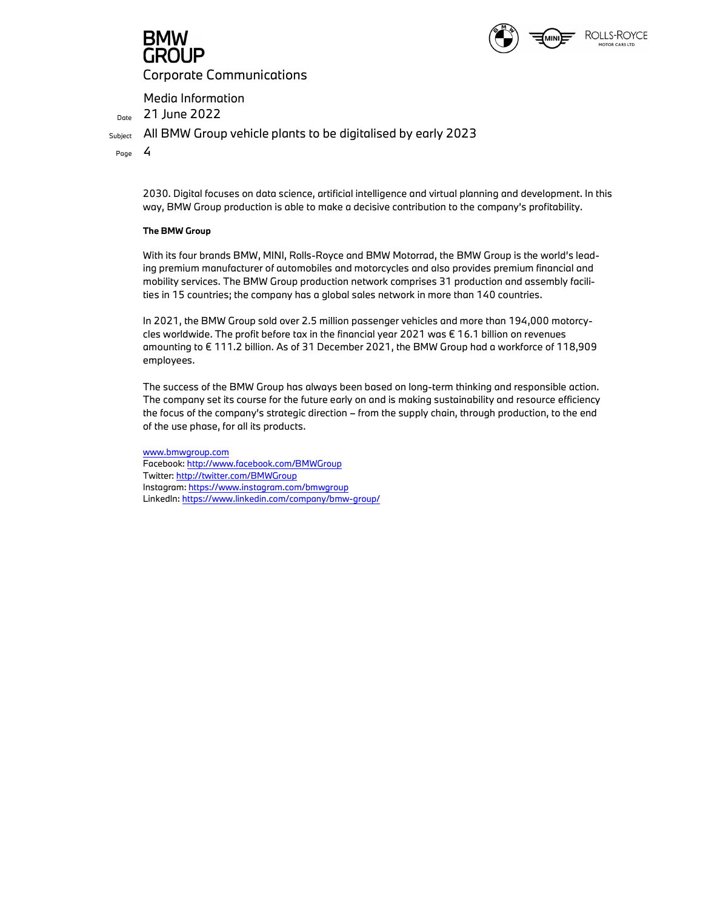2030. Digital focuses on data science, artificial intelligence and virtual planning and development. In this way, BMW Group production is able to make a decisive contribution to the company's profitability.

**The BMW Group**

With its four brands BMW, MINI, Rolls-Royce and BMW Motorrad, the BMW Group is the world's leading premium manufacturer of automobiles and motorcycles and also provides premium financial and mobility services. The BMW Group production network comprises 31 production and assembly facilities in 15 countries; the company has a global sales network in more than 140 countries.

In 2021, the BMW Group sold over 2.5 million passenger vehicles and more than 194,000 motorcycles worldwide. The profit before tax in the financial year 2021 was € 16.1 billion on revenues amounting to € 111.2 billion. As of 31 December 2021, the BMW Group had a workforce of 118,909 employees.

The success of the BMW Group has always been based on long-term thinking and responsible action. The company set its course for the future early on and is making sustainability and resource efficiency the focus of the company's strategic direction – from the supply chain, through production, to the end of the use phase, for all its products.

www.bmwgroup.com
Facebook: http://www.facebook.com/BMWGroup
Twitter: http://twitter.com/BMWGroup
Instagram: https://www.instagram.com/bmwgroup
LinkedIn: https://www.linkedin.com/company/bmw-group/